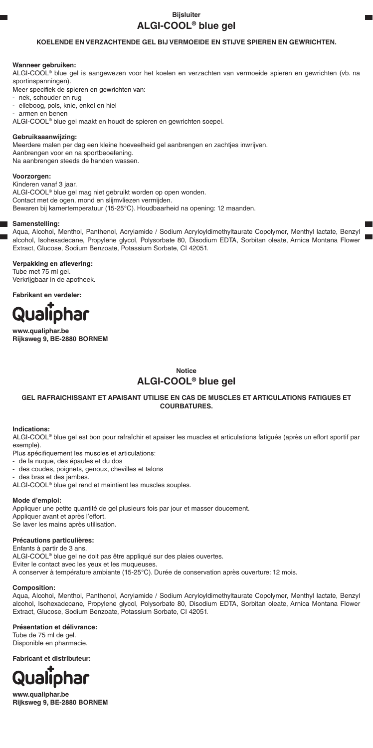**Bijsluiter**

# ALGI-COOL® blue gel

**KOELENDE EN VERZACHTENDE GEL BIJ VERMOEIDE EN STIJVE SPIEREN EN GEWRICHTEN.**

**Wanneer gebruiken:**

ALGI-COOL® blue gel is aangewezen voor het koelen en verzachten van vermoeide spieren en gewrichten (vb. na sportinspanningen).

Meer specifiek de spieren en gewrichten van:

- nek, schouder en rug
- elleboog, pols, knie, enkel en hiel
- armen en benen

ALGI-COOL® blue gel maakt en houdt de spieren en gewrichten soepel.

**Gebruiksaanwijzing:**

Meerdere malen per dag een kleine hoeveelheid gel aanbrengen en zachtjes inwrijven.
Aanbrengen voor en na sportbeoefening.
Na aanbrengen steeds de handen wassen.

**Voorzorgen:**

Kinderen vanaf 3 jaar.
ALGI-COOL® blue gel mag niet gebruikt worden op open wonden.
Contact met de ogen, mond en slijmvliezen vermijden.
Bewaren bij kamertemperatuur (15-25°C). Houdbaarheid na opening: 12 maanden.

**Samenstelling:**

Aqua, Alcohol, Menthol, Panthenol, Acrylamide / Sodium Acryloyldimethyltaurate Copolymer, Menthyl lactate, Benzyl alcohol, Isohexadecane, Propylene glycol, Polysorbate 80, Disodium EDTA, Sorbitan oleate, Arnica Montana Flower Extract, Glucose, Sodium Benzoate, Potassium Sorbate, CI 42051.

**Verpakking en aflevering:**

Tube met 75 ml gel.
Verkrijgbaar in de apotheek.

**Fabrikant en verdeler:**

Qualiphar

**www.qualiphar.be**
**Rijksweg 9, BE-2880 BORNEM**

**Notice**

# ALGI-COOL® blue gel

**GEL RAFRAICHISSANT ET APAISANT UTILISE EN CAS DE MUSCLES ET ARTICULATIONS FATIGUES ET COURBATURES.**

**Indications:**

ALGI-COOL® blue gel est bon pour rafraîchir et apaiser les muscles et articulations fatigués (après un effort sportif par exemple).

Plus spécifiquement les muscles et articulations:

- de la nuque, des épaules et du dos
- des coudes, poignets, genoux, chevilles et talons
- des bras et des jambes.

ALGI-COOL® blue gel rend et maintient les muscles souples.

**Mode d'emploi:**

Appliquer une petite quantité de gel plusieurs fois par jour et masser doucement.
Appliquer avant et après l'effort.
Se laver les mains après utilisation.

**Précautions particulières:**

Enfants à partir de 3 ans.
ALGI-COOL® blue gel ne doit pas être appliqué sur des plaies ouvertes.
Eviter le contact avec les yeux et les muqueuses.
A conserver à température ambiante (15-25°C). Durée de conservation après ouverture: 12 mois.

**Composition:**

Aqua, Alcohol, Menthol, Panthenol, Acrylamide / Sodium Acryloyldimethyltaurate Copolymer, Menthyl lactate, Benzyl alcohol, Isohexadecane, Propylene glycol, Polysorbate 80, Disodium EDTA, Sorbitan oleate, Arnica Montana Flower Extract, Glucose, Sodium Benzoate, Potassium Sorbate, CI 42051.

**Présentation et délivrance:**

Tube de 75 ml de gel.
Disponible en pharmacie.

**Fabricant et distributeur:**

Qualiphar

**www.qualiphar.be**
**Rijksweg 9, BE-2880 BORNEM**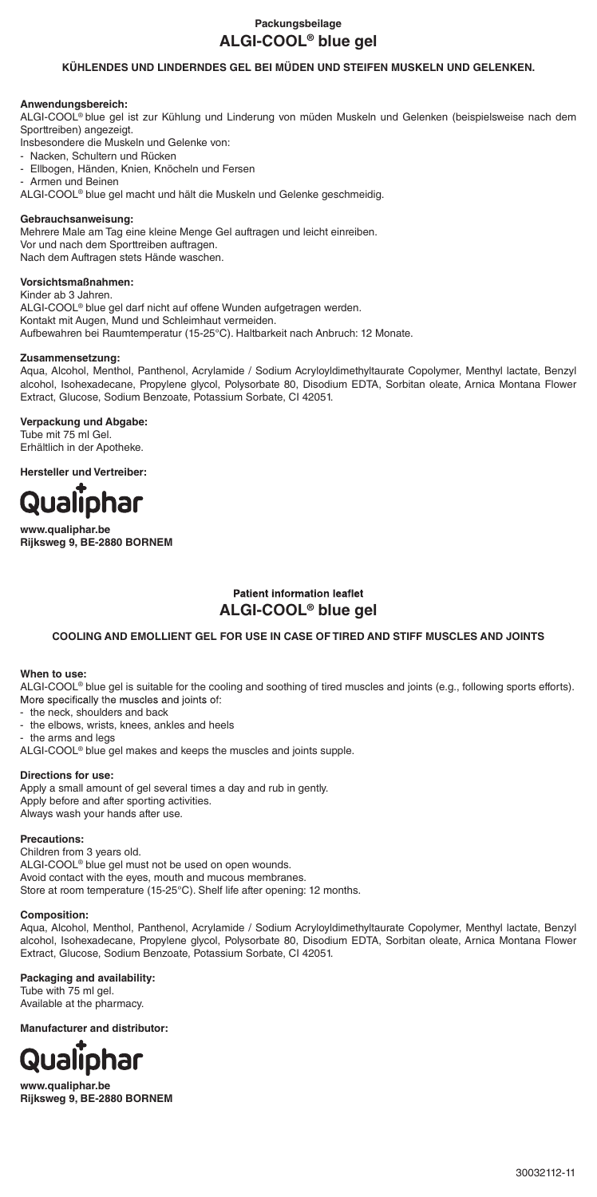# Packungsbeilage
## ALGI-COOL® blue gel

**KÜHLENDES UND LINDERNDES GEL BEI MÜDEN UND STEIFEN MUSKELN UND GELENKEN.**

**Anwendungsbereich:**
ALGI-COOL® blue gel ist zur Kühlung und Linderung von müden Muskeln und Gelenken (beispielsweise nach dem Sporttreiben) angezeigt.
Insbesondere die Muskeln und Gelenke von:
- Nacken, Schultern und Rücken
- Ellbogen, Händen, Knien, Knöcheln und Fersen
- Armen und Beinen

ALGI-COOL® blue gel macht und hält die Muskeln und Gelenke geschmeidig.

**Gebrauchsanweisung:**
Mehrere Male am Tag eine kleine Menge Gel auftragen und leicht einreiben.
Vor und nach dem Sporttreiben auftragen.
Nach dem Auftragen stets Hände waschen.

**Vorsichtsmaßnahmen:**
Kinder ab 3 Jahren.
ALGI-COOL® blue gel darf nicht auf offene Wunden aufgetragen werden.
Kontakt mit Augen, Mund und Schleimhaut vermeiden.
Aufbewahren bei Raumtemperatur (15-25°C). Haltbarkeit nach Anbruch: 12 Monate.

**Zusammensetzung:**
Aqua, Alcohol, Menthol, Panthenol, Acrylamide / Sodium Acryloyldimethyltaurate Copolymer, Menthyl lactate, Benzyl alcohol, Isohexadecane, Propylene glycol, Polysorbate 80, Disodium EDTA, Sorbitan oleate, Arnica Montana Flower Extract, Glucose, Sodium Benzoate, Potassium Sorbate, CI 42051.

**Verpackung und Abgabe:**
Tube mit 75 ml Gel.
Erhältlich in der Apotheke.

**Hersteller und Vertreiber:**

Qualiphar

**www.qualiphar.be**
**Rijksweg 9, BE-2880 BORNEM**

# Patient information leaflet
## ALGI-COOL® blue gel

**COOLING AND EMOLLIENT GEL FOR USE IN CASE OF TIRED AND STIFF MUSCLES AND JOINTS**

**When to use:**
ALGI-COOL® blue gel is suitable for the cooling and soothing of tired muscles and joints (e.g., following sports efforts).
More specifically the muscles and joints of:
- the neck, shoulders and back
- the elbows, wrists, knees, ankles and heels
- the arms and legs

ALGI-COOL® blue gel makes and keeps the muscles and joints supple.

**Directions for use:**
Apply a small amount of gel several times a day and rub in gently.
Apply before and after sporting activities.
Always wash your hands after use.

**Precautions:**
Children from 3 years old.
ALGI-COOL® blue gel must not be used on open wounds.
Avoid contact with the eyes, mouth and mucous membranes.
Store at room temperature (15-25°C). Shelf life after opening: 12 months.

**Composition:**
Aqua, Alcohol, Menthol, Panthenol, Acrylamide / Sodium Acryloyldimethyltaurate Copolymer, Menthyl lactate, Benzyl alcohol, Isohexadecane, Propylene glycol, Polysorbate 80, Disodium EDTA, Sorbitan oleate, Arnica Montana Flower Extract, Glucose, Sodium Benzoate, Potassium Sorbate, CI 42051.

**Packaging and availability:**
Tube with 75 ml gel.
Available at the pharmacy.

**Manufacturer and distributor:**

Qualiphar

**www.qualiphar.be**
**Rijksweg 9, BE-2880 BORNEM**

30032112-11